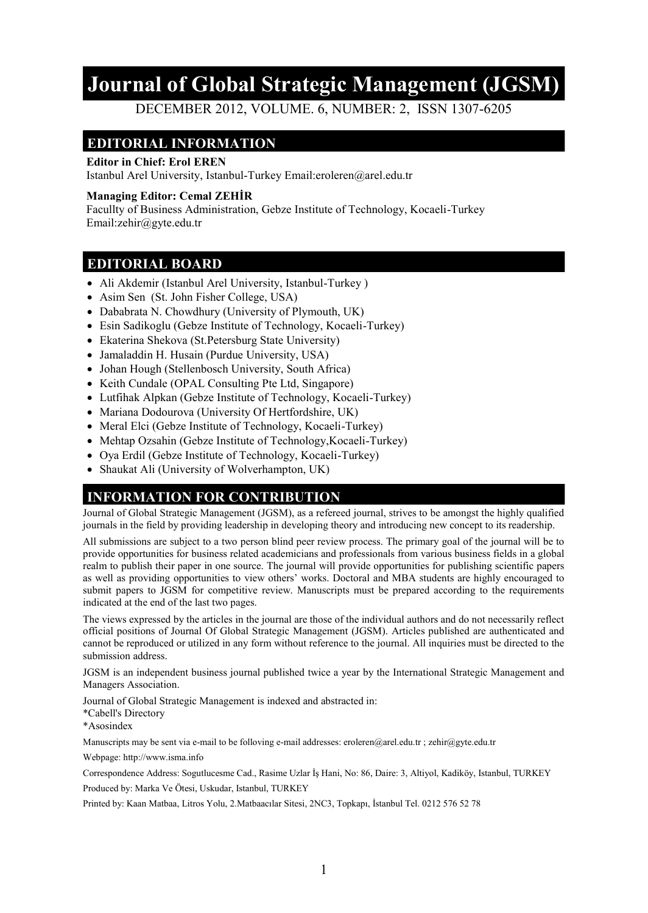# Journal of Global Strategic Management (JGSM)

DECEMBER 2012, VOLUME. 6, NUMBER: 2, ISSN 1307-6205

## EDITORIAL INFORMATION

**Editor in Chief: Erol EREN**
Istanbul Arel University, Istanbul-Turkey Email:eroleren@arel.edu.tr

**Managing Editor: Cemal ZEHİR**
Facullty of Business Administration, Gebze Institute of Technology, Kocaeli-Turkey
Email:zehir@gyte.edu.tr

## EDITORIAL BOARD

- Ali Akdemir (Istanbul Arel University, Istanbul-Turkey )
- Asim Sen (St. John Fisher College, USA)
- Dababrata N. Chowdhury (University of Plymouth, UK)
- Esin Sadikoglu (Gebze Institute of Technology, Kocaeli-Turkey)
- Ekaterina Shekova (St.Petersburg State University)
- Jamaladdin H. Husain (Purdue University, USA)
- Johan Hough (Stellenbosch University, South Africa)
- Keith Cundale (OPAL Consulting Pte Ltd, Singapore)
- Lutfihak Alpkan (Gebze Institute of Technology, Kocaeli-Turkey)
- Mariana Dodourova (University Of Hertfordshire, UK)
- Meral Elci (Gebze Institute of Technology, Kocaeli-Turkey)
- Mehtap Ozsahin (Gebze Institute of Technology,Kocaeli-Turkey)
- Oya Erdil (Gebze Institute of Technology, Kocaeli-Turkey)
- Shaukat Ali (University of Wolverhampton, UK)

## INFORMATION FOR CONTRIBUTION

Journal of Global Strategic Management (JGSM), as a refereed journal, strives to be amongst the highly qualified journals in the field by providing leadership in developing theory and introducing new concept to its readership.

All submissions are subject to a two person blind peer review process. The primary goal of the journal will be to provide opportunities for business related academicians and professionals from various business fields in a global realm to publish their paper in one source. The journal will provide opportunities for publishing scientific papers as well as providing opportunities to view others' works. Doctoral and MBA students are highly encouraged to submit papers to JGSM for competitive review. Manuscripts must be prepared according to the requirements indicated at the end of the last two pages.

The views expressed by the articles in the journal are those of the individual authors and do not necessarily reflect official positions of Journal Of Global Strategic Management (JGSM). Articles published are authenticated and cannot be reproduced or utilized in any form without reference to the journal. All inquiries must be directed to the submission address.

JGSM is an independent business journal published twice a year by the International Strategic Management and Managers Association.

Journal of Global Strategic Management is indexed and abstracted in:
*Cabell's Directory
*Asosindex

Manuscripts may be sent via e-mail to be folloving e-mail addresses: eroleren@arel.edu.tr ; zehir@gyte.edu.tr

Webpage: http://www.isma.info

Correspondence Address: Sogutlucesme Cad., Rasime Uzlar İş Hani, No: 86, Daire: 3, Altiyol, Kadiköy, Istanbul, TURKEY

Produced by: Marka Ve Ötesi, Uskudar, Istanbul, TURKEY

Printed by: Kaan Matbaa, Litros Yolu, 2.Matbaacılar Sitesi, 2NC3, Topkapı, İstanbul Tel. 0212 576 52 78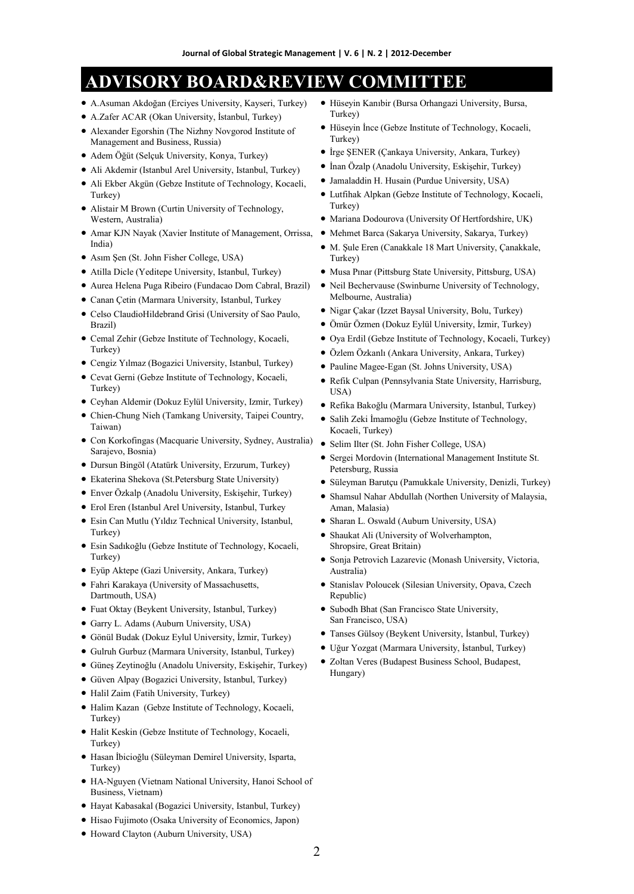# ADVISORY BOARD&REVIEW COMMITTEE

- A.Asuman Akdoğan (Erciyes University, Kayseri, Turkey)
- A.Zafer ACAR (Okan University, İstanbul, Turkey)
- Alexander Egorshin (The Nizhny Novgorod Institute of Management and Business, Russia)
- Adem Öğüt (Selçuk University, Konya, Turkey)
- Ali Akdemir (Istanbul Arel University, Istanbul, Turkey)
- Ali Ekber Akgün (Gebze Institute of Technology, Kocaeli, Turkey)
- Alistair M Brown (Curtin University of Technology, Western, Australia)
- Amar KJN Nayak (Xavier Institute of Management, Orrissa, India)
- Asım Şen (St. John Fisher College, USA)
- Atilla Dicle (Yeditepe University, Istanbul, Turkey)
- Aurea Helena Puga Ribeiro (Fundacao Dom Cabral, Brazil)
- Canan Çetin (Marmara University, Istanbul, Turkey
- Celso ClaudioHildebrand Grisi (University of Sao Paulo, Brazil)
- Cemal Zehir (Gebze Institute of Technology, Kocaeli, Turkey)
- Cengiz Yılmaz (Bogazici University, Istanbul, Turkey)
- Cevat Gerni (Gebze Institute of Technology, Kocaeli, Turkey)
- Ceyhan Aldemir (Dokuz Eylül University, Izmir, Turkey)
- Chien-Chung Nieh (Tamkang University, Taipei Country, Taiwan)
- Con Korkofingas (Macquarie University, Sydney, Australia) Sarajevo, Bosnia)
- Dursun Bingöl (Atatürk University, Erzurum, Turkey)
- Ekaterina Shekova (St.Petersburg State University)
- Enver Özkalp (Anadolu University, Eskişehir, Turkey)
- Erol Eren (Istanbul Arel University, Istanbul, Turkey
- Esin Can Mutlu (Yıldız Technical University, Istanbul, Turkey)
- Esin Sadıkoğlu (Gebze Institute of Technology, Kocaeli, Turkey)
- Eyüp Aktepe (Gazi University, Ankara, Turkey)
- Fahri Karakaya (University of Massachusetts, Dartmouth, USA)
- Fuat Oktay (Beykent University, Istanbul, Turkey)
- Garry L. Adams (Auburn University, USA)
- Gönül Budak (Dokuz Eylul University, İzmir, Turkey)
- Gulruh Gurbuz (Marmara University, Istanbul, Turkey)
- Güneş Zeytinoğlu (Anadolu University, Eskişehir, Turkey)
- Güven Alpay (Bogazici University, Istanbul, Turkey)
- Halil Zaim (Fatih University, Turkey)
- Halim Kazan (Gebze Institute of Technology, Kocaeli, Turkey)
- Halit Keskin (Gebze Institute of Technology, Kocaeli, Turkey)
- Hasan İbicioğlu (Süleyman Demirel University, Isparta, Turkey)
- HA-Nguyen (Vietnam National University, Hanoi School of Business, Vietnam)
- Hayat Kabasakal (Bogazici University, Istanbul, Turkey)
- Hisao Fujimoto (Osaka University of Economics, Japon)
- Howard Clayton (Auburn University, USA)
- Hüseyin Kanıbir (Bursa Orhangazi University, Bursa, Turkey)
- Hüseyin İnce (Gebze Institute of Technology, Kocaeli, Turkey)
- İrge ŞENER (Çankaya University, Ankara, Turkey)
- İnan Özalp (Anadolu University, Eskişehir, Turkey)
- Jamaladdin H. Husain (Purdue University, USA)
- Lutfihak Alpkan (Gebze Institute of Technology, Kocaeli, Turkey)
- Mariana Dodourova (University Of Hertfordshire, UK)
- Mehmet Barca (Sakarya University, Sakarya, Turkey)
- M. Şule Eren (Canakkale 18 Mart University, Çanakkale, Turkey)
- Musa Pınar (Pittsburg State University, Pittsburg, USA)
- Neil Bechervause (Swinburne University of Technology, Melbourne, Australia)
- Nigar Çakar (Izzet Baysal University, Bolu, Turkey)
- Ömür Özmen (Dokuz Eylül University, İzmir, Turkey)
- Oya Erdil (Gebze Institute of Technology, Kocaeli, Turkey)
- Özlem Özkanlı (Ankara University, Ankara, Turkey)
- Pauline Magee-Egan (St. Johns University, USA)
- Refik Culpan (Pennsylvania State University, Harrisburg, USA)
- Refika Bakoğlu (Marmara University, Istanbul, Turkey)
- Salih Zeki İmamoğlu (Gebze Institute of Technology, Kocaeli, Turkey)
- Selim Ilter (St. John Fisher College, USA)
- Sergei Mordovin (International Management Institute St. Petersburg, Russia
- Süleyman Barutçu (Pamukkale University, Denizli, Turkey)
- Shamsul Nahar Abdullah (Northen University of Malaysia, Aman, Malasia)
- Sharan L. Oswald (Auburn University, USA)
- Shaukat Ali (University of Wolverhampton, Shropsire, Great Britain)
- Sonja Petrovich Lazarevic (Monash University, Victoria, Australia)
- Stanislav Poloucek (Silesian University, Opava, Czech Republic)
- Subodh Bhat (San Francisco State University, San Francisco, USA)
- Tanses Gülsoy (Beykent University, İstanbul, Turkey)
- Uğur Yozgat (Marmara University, İstanbul, Turkey)
- Zoltan Veres (Budapest Business School, Budapest, Hungary)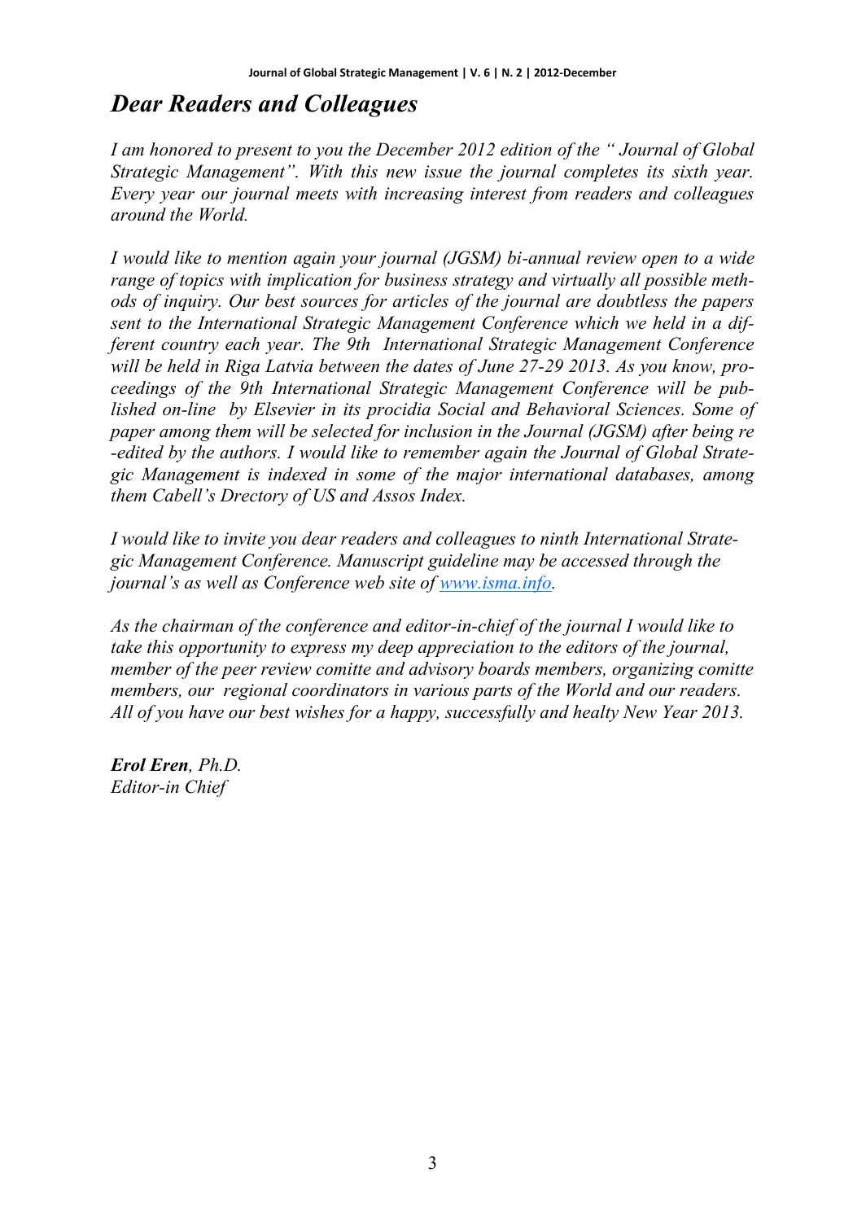# *Dear Readers and Colleagues*

*I am honored to present to you the December 2012 edition of the " Journal of Global Strategic Management". With this new issue the journal completes its sixth year. Every year our journal meets with increasing interest from readers and colleagues around the World.*

*I would like to mention again your journal (JGSM) bi-annual review open to a wide range of topics with implication for business strategy and virtually all possible methods of inquiry. Our best sources for articles of the journal are doubtless the papers sent to the International Strategic Management Conference which we held in a different country each year. The 9th International Strategic Management Conference will be held in Riga Latvia between the dates of June 27-29 2013. As you know, proceedings of the 9th International Strategic Management Conference will be published on-line by Elsevier in its procidia Social and Behavioral Sciences. Some of paper among them will be selected for inclusion in the Journal (JGSM) after being re -edited by the authors. I would like to remember again the Journal of Global Strategic Management is indexed in some of the major international databases, among them Cabell's Drectory of US and Assos Index.*

*I would like to invite you dear readers and colleagues to ninth International Strategic Management Conference. Manuscript guideline may be accessed through the journal's as well as Conference web site of [www.isma.info](http://www.isma.info).*

*As the chairman of the conference and editor-in-chief of the journal I would like to take this opportunity to express my deep appreciation to the editors of the journal, member of the peer review comitte and advisory boards members, organizing comitte members, our regional coordinators in various parts of the World and our readers. All of you have our best wishes for a happy, successfully and healty New Year 2013.*

***Erol Eren**, Ph.D.*
*Editor-in Chief*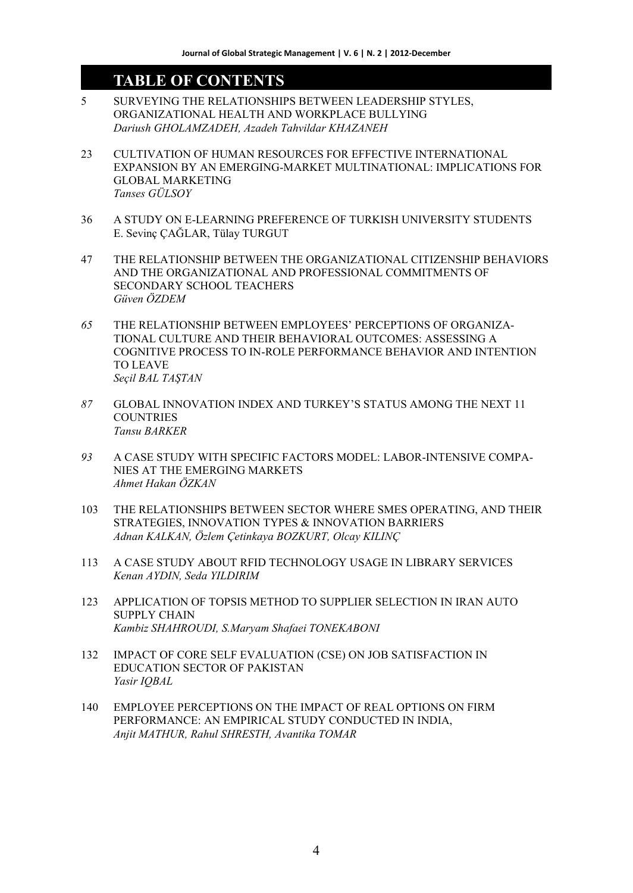# TABLE OF CONTENTS

5 SURVEYING THE RELATIONSHIPS BETWEEN LEADERSHIP STYLES, ORGANIZATIONAL HEALTH AND WORKPLACE BULLYING
*Dariush GHOLAMZADEH, Azadeh Tahvildar KHAZANEH*

23 CULTIVATION OF HUMAN RESOURCES FOR EFFECTIVE INTERNATIONAL EXPANSION BY AN EMERGING-MARKET MULTINATIONAL: IMPLICATIONS FOR GLOBAL MARKETING
*Tanses GÜLSOY*

36 A STUDY ON E-LEARNING PREFERENCE OF TURKISH UNIVERSITY STUDENTS
E. Sevinç ÇAĞLAR, Tülay TURGUT

47 THE RELATIONSHIP BETWEEN THE ORGANIZATIONAL CITIZENSHIP BEHAVIORS AND THE ORGANIZATIONAL AND PROFESSIONAL COMMITMENTS OF SECONDARY SCHOOL TEACHERS
*Güven ÖZDEM*

*65* THE RELATIONSHIP BETWEEN EMPLOYEES' PERCEPTIONS OF ORGANIZATIONAL CULTURE AND THEIR BEHAVIORAL OUTCOMES: ASSESSING A COGNITIVE PROCESS TO IN-ROLE PERFORMANCE BEHAVIOR AND INTENTION TO LEAVE
*Seçil BAL TAŞTAN*

*87* GLOBAL INNOVATION INDEX AND TURKEY'S STATUS AMONG THE NEXT 11 COUNTRIES
*Tansu BARKER*

*93* A CASE STUDY WITH SPECIFIC FACTORS MODEL: LABOR-INTENSIVE COMPANIES AT THE EMERGING MARKETS
*Ahmet Hakan ÖZKAN*

103 THE RELATIONSHIPS BETWEEN SECTOR WHERE SMES OPERATING, AND THEIR STRATEGIES, INNOVATION TYPES & INNOVATION BARRIERS
*Adnan KALKAN, Özlem Çetinkaya BOZKURT, Olcay KILINÇ*

113 A CASE STUDY ABOUT RFID TECHNOLOGY USAGE IN LIBRARY SERVICES
*Kenan AYDIN, Seda YILDIRIM*

123 APPLICATION OF TOPSIS METHOD TO SUPPLIER SELECTION IN IRAN AUTO SUPPLY CHAIN
*Kambiz SHAHROUDI, S.Maryam Shafaei TONEKABONI*

132 IMPACT OF CORE SELF EVALUATION (CSE) ON JOB SATISFACTION IN EDUCATION SECTOR OF PAKISTAN
*Yasir IQBAL*

140 EMPLOYEE PERCEPTIONS ON THE IMPACT OF REAL OPTIONS ON FIRM PERFORMANCE: AN EMPIRICAL STUDY CONDUCTED IN INDIA,
*Anjit MATHUR, Rahul SHRESTH, Avantika TOMAR*